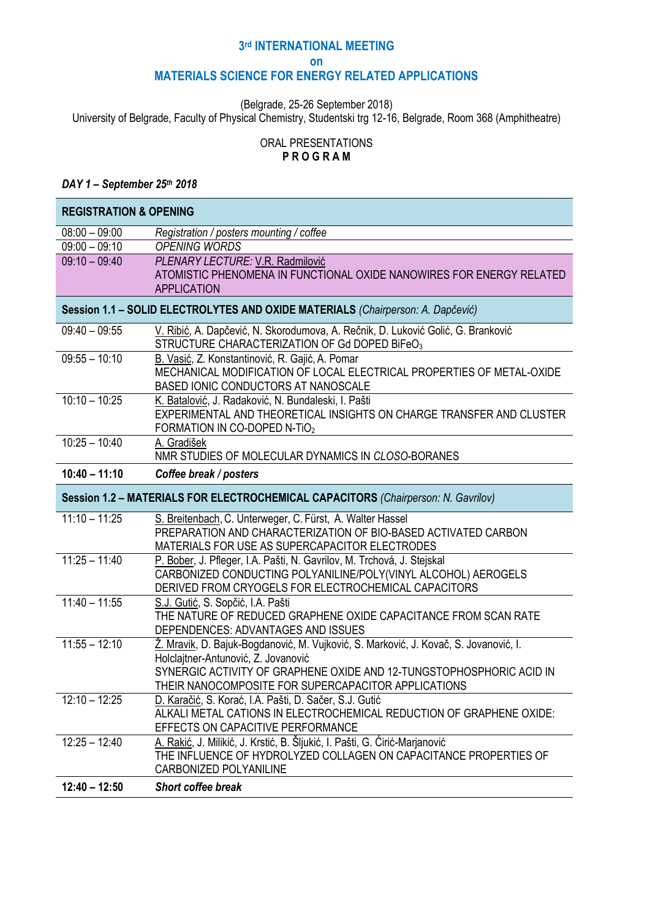# 3rd INTERNATIONAL MEETING on MATERIALS SCIENCE FOR ENERGY RELATED APPLICATIONS

(Belgrade, 25-26 September 2018)
University of Belgrade, Faculty of Physical Chemistry, Studentski trg 12-16, Belgrade, Room 368 (Amphitheatre)

ORAL PRESENTATIONS
**P R O G R A M**

***DAY 1 – September 25th 2018***

| **REGISTRATION & OPENING** | |
|---|---|
| 08:00 – 09:00 | *Registration / posters mounting / coffee* |
| 09:00 – 09:10 | *OPENING WORDS* |
| 09:10 – 09:40 | *PLENARY LECTURE:* V.R. Radmilović<br>ATOMISTIC PHENOMENA IN FUNCTIONAL OXIDE NANOWIRES FOR ENERGY RELATED APPLICATION |
| **Session 1.1 – SOLID ELECTROLYTES AND OXIDE MATERIALS** *(Chairperson: A. Dapčević)* | |
| 09:40 – 09:55 | V. Ribić, A. Dapčević, N. Skorodumova, A. Rečnik, D. Luković Golić, G. Branković<br>STRUCTURE CHARACTERIZATION OF Gd DOPED $BiFeO_3$ |
| 09:55 – 10:10 | B. Vasić, Z. Konstantinović, R. Gajić, A. Pomar<br>MECHANICAL MODIFICATION OF LOCAL ELECTRICAL PROPERTIES OF METAL-OXIDE BASED IONIC CONDUCTORS AT NANOSCALE |
| 10:10 – 10:25 | K. Batalović, J. Radaković, N. Bundaleski, I. Pašti<br>EXPERIMENTAL AND THEORETICAL INSIGHTS ON CHARGE TRANSFER AND CLUSTER FORMATION IN CO-DOPED N-$TiO_2$ |
| 10:25 – 10:40 | A. Gradišek<br>NMR STUDIES OF MOLECULAR DYNAMICS IN *CLOSO*-BORANES |
| **10:40 – 11:10** | ***Coffee break / posters*** |
| **Session 1.2 – MATERIALS FOR ELECTROCHEMICAL CAPACITORS** *(Chairperson: N. Gavrilov)* | |
| 11:10 – 11:25 | S. Breitenbach, C. Unterweger, C. Fürst, A. Walter Hassel<br>PREPARATION AND CHARACTERIZATION OF BIO-BASED ACTIVATED CARBON MATERIALS FOR USE AS SUPERCAPACITOR ELECTRODES |
| 11:25 – 11:40 | P. Bober, J. Pfleger, I.A. Pašti, N. Gavrilov, M. Trchová, J. Stejskal<br>CARBONIZED CONDUCTING POLYANILINE/POLY(VINYL ALCOHOL) AEROGELS DERIVED FROM CRYOGELS FOR ELECTROCHEMICAL CAPACITORS |
| 11:40 – 11:55 | S.J. Gutić, S. Sopčić, I.A. Pašti<br>THE NATURE OF REDUCED GRAPHENE OXIDE CAPACITANCE FROM SCAN RATE DEPENDENCES: ADVANTAGES AND ISSUES |
| 11:55 – 12:10 | Ž. Mravik, D. Bajuk-Bogdanović, M. Vujković, S. Marković, J. Kovač, S. Jovanović, I. Holclajtner-Antunović, Z. Jovanović<br>SYNERGIC ACTIVITY OF GRAPHENE OXIDE AND 12-TUNGSTOPHOSPHORIC ACID IN THEIR NANOCOMPOSITE FOR SUPERCAPACITOR APPLICATIONS |
| 12:10 – 12:25 | D. Karačić, S. Korać, I.A. Pašti, D. Sačer, S.J. Gutić<br>ALKALI METAL CATIONS IN ELECTROCHEMICAL REDUCTION OF GRAPHENE OXIDE: EFFECTS ON CAPACITIVE PERFORMANCE |
| 12:25 – 12:40 | A. Rakić, J. Milikić, J. Krstić, B. Šljukić, I. Pašti, G. Ćirić-Marjanović<br>THE INFLUENCE OF HYDROLYZED COLLAGEN ON CAPACITANCE PROPERTIES OF CARBONIZED POLYANILINE |
| **12:40 – 12:50** | ***Short coffee break*** |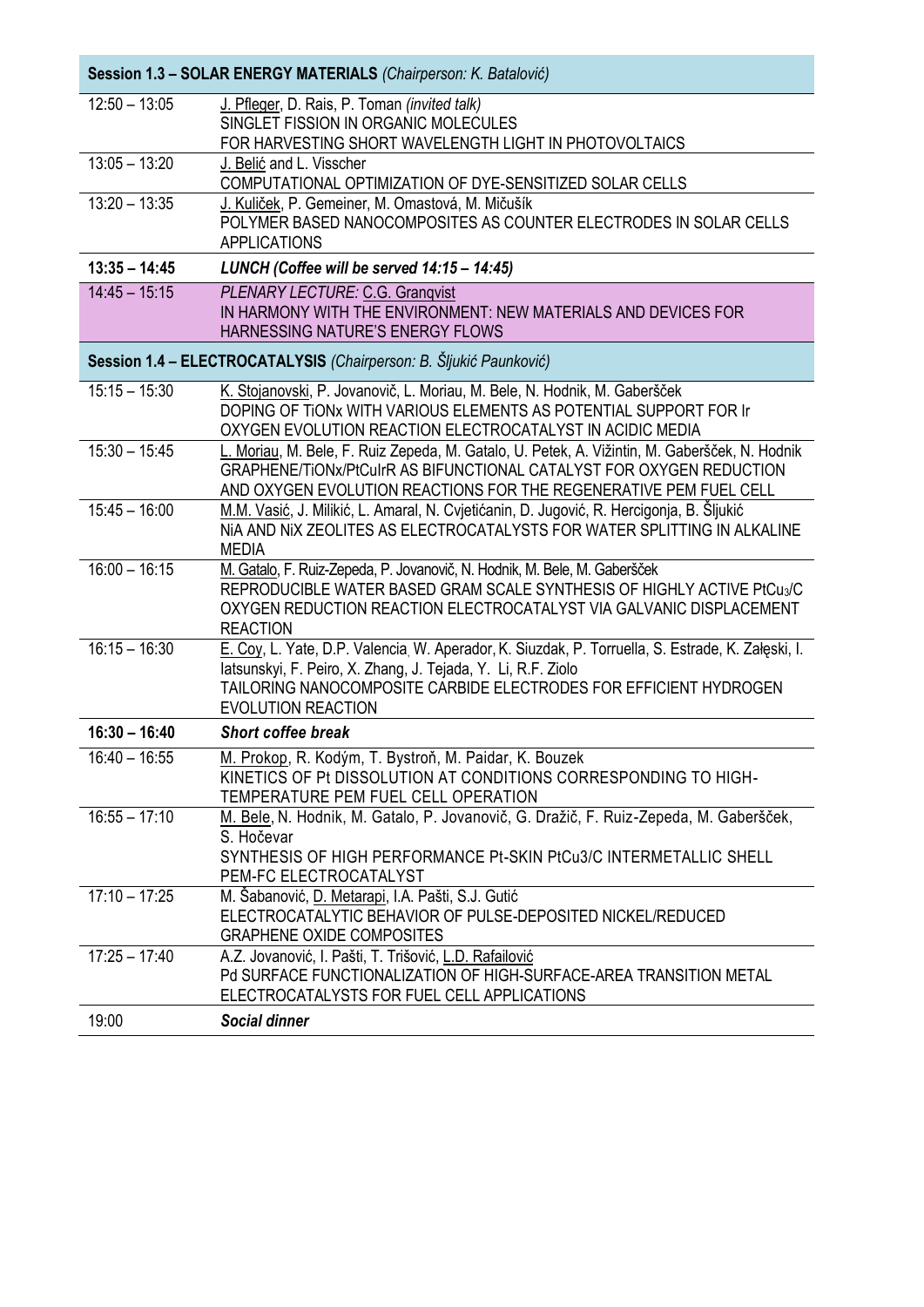| **Session 1.3 – SOLAR ENERGY MATERIALS** *(Chairperson: K. Batalović)* | |
|---|---|
| 12:50 – 13:05 | J. Pfleger, D. Rais, P. Toman *(invited talk)*<br>SINGLET FISSION IN ORGANIC MOLECULES<br>FOR HARVESTING SHORT WAVELENGTH LIGHT IN PHOTOVOLTAICS |
| 13:05 – 13:20 | J. Belić and L. Visscher<br>COMPUTATIONAL OPTIMIZATION OF DYE-SENSITIZED SOLAR CELLS |
| 13:20 – 13:35 | J. Kuliček, P. Gemeiner, M. Omastová, M. Mičušík<br>POLYMER BASED NANOCOMPOSITES AS COUNTER ELECTRODES IN SOLAR CELLS APPLICATIONS |
| **13:35 – 14:45** | ***LUNCH (Coffee will be served 14:15 – 14:45)*** |
| 14:45 – 15:15 | *PLENARY LECTURE:* C.G. Granqvist<br>IN HARMONY WITH THE ENVIRONMENT: NEW MATERIALS AND DEVICES FOR HARNESSING NATURE'S ENERGY FLOWS |
| **Session 1.4 – ELECTROCATALYSIS** *(Chairperson: B. Šljukić Paunković)* | |
| 15:15 – 15:30 | K. Stojanovski, P. Jovanovič, L. Moriau, M. Bele, N. Hodnik, M. Gaberšček<br>DOPING OF TiONx WITH VARIOUS ELEMENTS AS POTENTIAL SUPPORT FOR Ir OXYGEN EVOLUTION REACTION ELECTROCATALYST IN ACIDIC MEDIA |
| 15:30 – 15:45 | L. Moriau, M. Bele, F. Ruiz Zepeda, M. Gatalo, U. Petek, A. Vižintin, M. Gaberšček, N. Hodnik<br>GRAPHENE/TiONx/PtCuIrR AS BIFUNCTIONAL CATALYST FOR OXYGEN REDUCTION AND OXYGEN EVOLUTION REACTIONS FOR THE REGENERATIVE PEM FUEL CELL |
| 15:45 – 16:00 | M.M. Vasić, J. Milikić, L. Amaral, N. Cvjetićanin, D. Jugović, R. Hercigonja, B. Šljukić<br>NiA AND NiX ZEOLITES AS ELECTROCATALYSTS FOR WATER SPLITTING IN ALKALINE MEDIA |
| 16:00 – 16:15 | M. Gatalo, F. Ruiz-Zepeda, P. Jovanovič, N. Hodnik, M. Bele, M. Gaberšček<br>REPRODUCIBLE WATER BASED GRAM SCALE SYNTHESIS OF HIGHLY ACTIVE $PtCu_3$/C OXYGEN REDUCTION REACTION ELECTROCATALYST VIA GALVANIC DISPLACEMENT REACTION |
| 16:15 – 16:30 | E. Coy, L. Yate, D.P. Valencia, W. Aperador, K. Siuzdak, P. Torruella, S. Estrade, K. Załęski, I. Iatsunskyi, F. Peiro, X. Zhang, J. Tejada, Y. Li, R.F. Ziolo<br>TAILORING NANOCOMPOSITE CARBIDE ELECTRODES FOR EFFICIENT HYDROGEN EVOLUTION REACTION |
| **16:30 – 16:40** | ***Short coffee break*** |
| 16:40 – 16:55 | M. Prokop, R. Kodým, T. Bystroň, M. Paidar, K. Bouzek<br>KINETICS OF Pt DISSOLUTION AT CONDITIONS CORRESPONDING TO HIGH-TEMPERATURE PEM FUEL CELL OPERATION |
| 16:55 – 17:10 | M. Bele, N. Hodnik, M. Gatalo, P. Jovanovič, G. Dražič, F. Ruiz-Zepeda, M. Gaberšček, S. Hočevar<br>SYNTHESIS OF HIGH PERFORMANCE Pt-SKIN PtCu3/C INTERMETALLIC SHELL PEM-FC ELECTROCATALYST |
| 17:10 – 17:25 | M. Šabanović, D. Metarapi, I.A. Pašti, S.J. Gutić<br>ELECTROCATALYTIC BEHAVIOR OF PULSE-DEPOSITED NICKEL/REDUCED GRAPHENE OXIDE COMPOSITES |
| 17:25 – 17:40 | A.Z. Jovanović, I. Pašti, T. Trišović, L.D. Rafailović<br>Pd SURFACE FUNCTIONALIZATION OF HIGH-SURFACE-AREA TRANSITION METAL ELECTROCATALYSTS FOR FUEL CELL APPLICATIONS |
| 19:00 | ***Social dinner*** |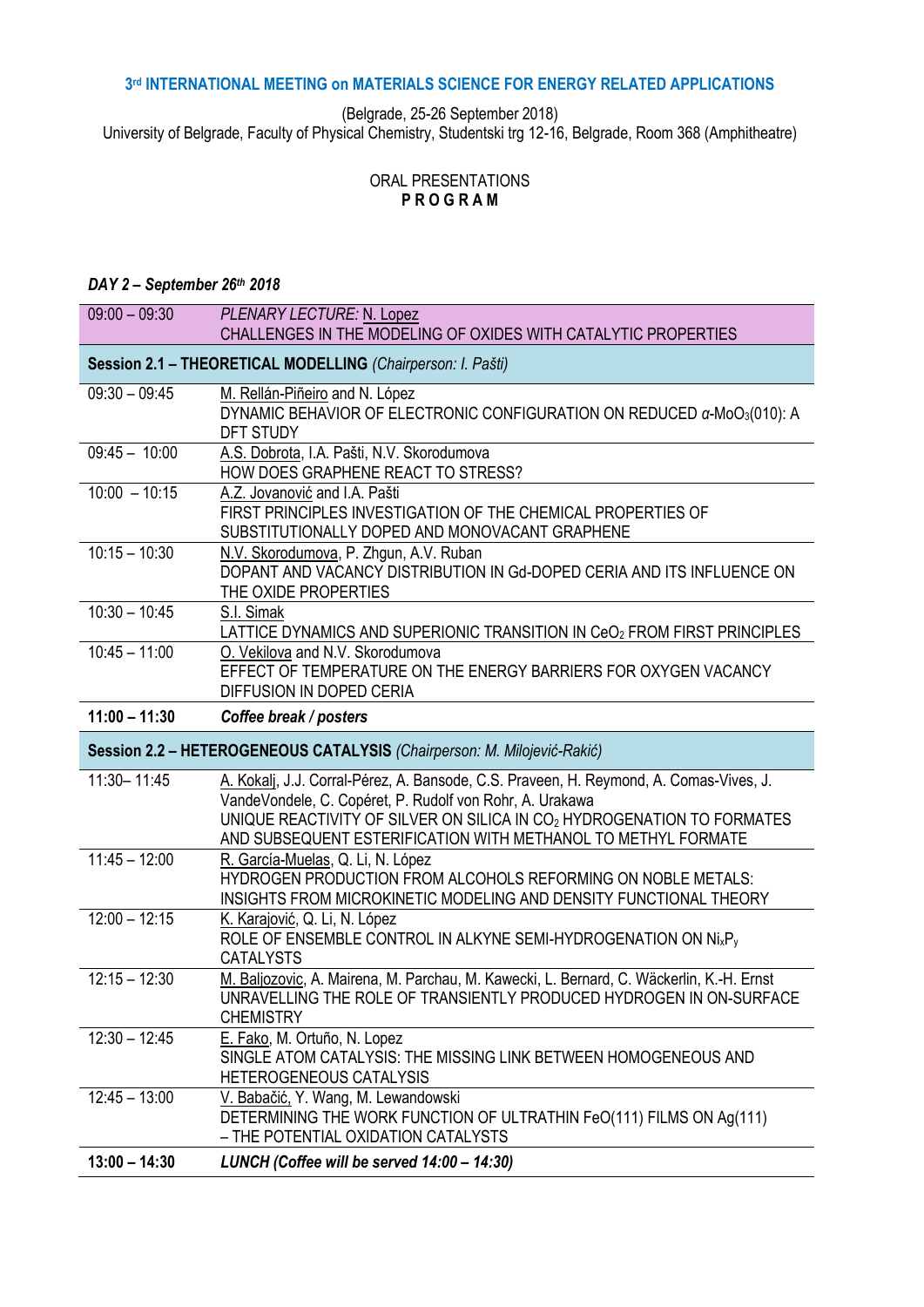### 3rd INTERNATIONAL MEETING on MATERIALS SCIENCE FOR ENERGY RELATED APPLICATIONS

(Belgrade, 25-26 September 2018)
University of Belgrade, Faculty of Physical Chemistry, Studentski trg 12-16, Belgrade, Room 368 (Amphitheatre)

ORAL PRESENTATIONS
**P R O G R A M**

***DAY 2 – September 26th 2018***

| | |
|---|---|
| 09:00 – 09:30 | *PLENARY LECTURE:* N. Lopez<br>CHALLENGES IN THE MODELING OF OXIDES WITH CATALYTIC PROPERTIES |
| **Session 2.1 – THEORETICAL MODELLING** *(Chairperson: I. Pašti)* | |
| 09:30 – 09:45 | M. Rellán-Piñeiro and N. López<br>DYNAMIC BEHAVIOR OF ELECTRONIC CONFIGURATION ON REDUCED α-$MoO_3$(010): A DFT STUDY |
| 09:45 – 10:00 | A.S. Dobrota, I.A. Pašti, N.V. Skorodumova<br>HOW DOES GRAPHENE REACT TO STRESS? |
| 10:00 – 10:15 | A.Z. Jovanović and I.A. Pašti<br>FIRST PRINCIPLES INVESTIGATION OF THE CHEMICAL PROPERTIES OF SUBSTITUTIONALLY DOPED AND MONOVACANT GRAPHENE |
| 10:15 – 10:30 | N.V. Skorodumova, P. Zhgun, A.V. Ruban<br>DOPANT AND VACANCY DISTRIBUTION IN Gd-DOPED CERIA AND ITS INFLUENCE ON THE OXIDE PROPERTIES |
| 10:30 – 10:45 | S.I. Simak<br>LATTICE DYNAMICS AND SUPERIONIC TRANSITION IN $CeO_2$ FROM FIRST PRINCIPLES |
| 10:45 – 11:00 | O. Vekilova and N.V. Skorodumova<br>EFFECT OF TEMPERATURE ON THE ENERGY BARRIERS FOR OXYGEN VACANCY DIFFUSION IN DOPED CERIA |
| **11:00 – 11:30** | ***Coffee break / posters*** |
| **Session 2.2 – HETEROGENEOUS CATALYSIS** *(Chairperson: M. Milojević-Rakić)* | |
| 11:30– 11:45 | A. Kokalj, J.J. Corral-Pérez, A. Bansode, C.S. Praveen, H. Reymond, A. Comas-Vives, J. VandeVondele, C. Copéret, P. Rudolf von Rohr, A. Urakawa<br>UNIQUE REACTIVITY OF SILVER ON SILICA IN $CO_2$ HYDROGENATION TO FORMATES AND SUBSEQUENT ESTERIFICATION WITH METHANOL TO METHYL FORMATE |
| 11:45 – 12:00 | R. García-Muelas, Q. Li, N. López<br>HYDROGEN PRODUCTION FROM ALCOHOLS REFORMING ON NOBLE METALS: INSIGHTS FROM MICROKINETIC MODELING AND DENSITY FUNCTIONAL THEORY |
| 12:00 – 12:15 | K. Karajović, Q. Li, N. López<br>ROLE OF ENSEMBLE CONTROL IN ALKYNE SEMI-HYDROGENATION ON $Ni_xP_y$ CATALYSTS |
| 12:15 – 12:30 | M. Baljozovic, A. Mairena, M. Parchau, M. Kawecki, L. Bernard, C. Wäckerlin, K.-H. Ernst<br>UNRAVELLING THE ROLE OF TRANSIENTLY PRODUCED HYDROGEN IN ON-SURFACE CHEMISTRY |
| 12:30 – 12:45 | E. Fako, M. Ortuño, N. Lopez<br>SINGLE ATOM CATALYSIS: THE MISSING LINK BETWEEN HOMOGENEOUS AND HETEROGENEOUS CATALYSIS |
| 12:45 – 13:00 | V. Babačić, Y. Wang, M. Lewandowski<br>DETERMINING THE WORK FUNCTION OF ULTRATHIN FeO(111) FILMS ON Ag(111) – THE POTENTIAL OXIDATION CATALYSTS |
| **13:00 – 14:30** | ***LUNCH (Coffee will be served 14:00 – 14:30)*** |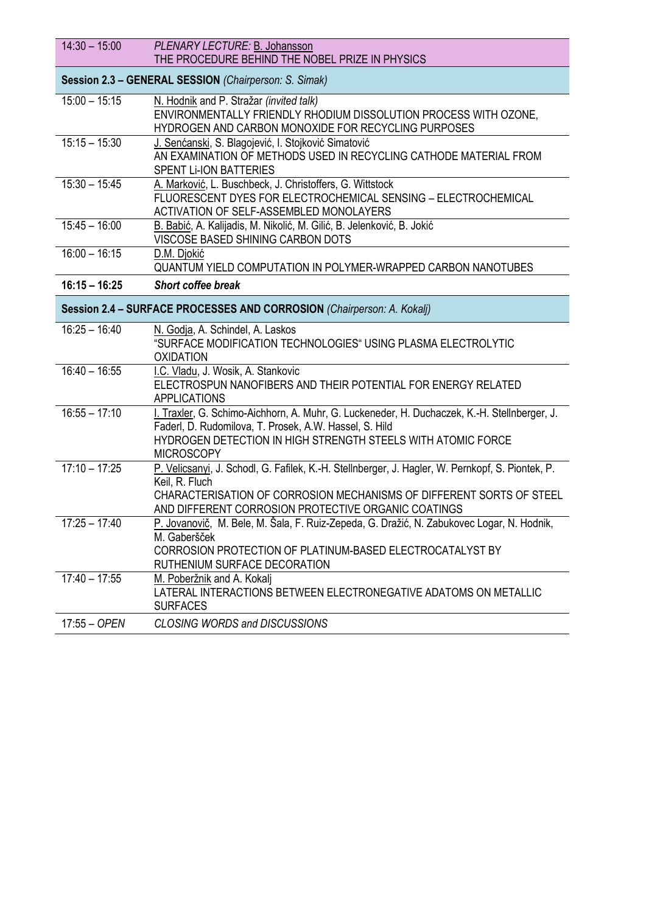| 14:30 – 15:00 | *PLENARY LECTURE:* B. Johansson<br>THE PROCEDURE BEHIND THE NOBEL PRIZE IN PHYSICS |
|---|---|
| **Session 2.3 – GENERAL SESSION** *(Chairperson: S. Simak)* | |
| 15:00 – 15:15 | N. Hodnik and P. Stražar *(invited talk)*<br>ENVIRONMENTALLY FRIENDLY RHODIUM DISSOLUTION PROCESS WITH OZONE, HYDROGEN AND CARBON MONOXIDE FOR RECYCLING PURPOSES |
| 15:15 – 15:30 | J. Senćanski, S. Blagojević, I. Stojković Simatović<br>AN EXAMINATION OF METHODS USED IN RECYCLING CATHODE MATERIAL FROM SPENT Li-ION BATTERIES |
| 15:30 – 15:45 | A. Marković, L. Buschbeck, J. Christoffers, G. Wittstock<br>FLUORESCENT DYES FOR ELECTROCHEMICAL SENSING – ELECTROCHEMICAL ACTIVATION OF SELF-ASSEMBLED MONOLAYERS |
| 15:45 – 16:00 | B. Babić, A. Kalijadis, M. Nikolić, M. Gilić, B. Jelenković, B. Jokić<br>VISCOSE BASED SHINING CARBON DOTS |
| 16:00 – 16:15 | D.M. Djokić<br>QUANTUM YIELD COMPUTATION IN POLYMER-WRAPPED CARBON NANOTUBES |
| **16:15 – 16:25** | ***Short coffee break*** |
| **Session 2.4 – SURFACE PROCESSES AND CORROSION** *(Chairperson: A. Kokalj)* | |
| 16:25 – 16:40 | N. Godja, A. Schindel, A. Laskos<br>"SURFACE MODIFICATION TECHNOLOGIES" USING PLASMA ELECTROLYTIC OXIDATION |
| 16:40 – 16:55 | I.C. Vladu, J. Wosik, A. Stankovic<br>ELECTROSPUN NANOFIBERS AND THEIR POTENTIAL FOR ENERGY RELATED APPLICATIONS |
| 16:55 – 17:10 | I. Traxler, G. Schimo-Aichhorn, A. Muhr, G. Luckeneder, H. Duchaczek, K.-H. Stellnberger, J. Faderl, D. Rudomilova, T. Prosek, A.W. Hassel, S. Hild<br>HYDROGEN DETECTION IN HIGH STRENGTH STEELS WITH ATOMIC FORCE MICROSCOPY |
| 17:10 – 17:25 | P. Velicsanyi, J. Schodl, G. Fafilek, K.-H. Stellnberger, J. Hagler, W. Pernkopf, S. Piontek, P. Keil, R. Fluch<br>CHARACTERISATION OF CORROSION MECHANISMS OF DIFFERENT SORTS OF STEEL AND DIFFERENT CORROSION PROTECTIVE ORGANIC COATINGS |
| 17:25 – 17:40 | P. Jovanovič, M. Bele, M. Šala, F. Ruiz-Zepeda, G. Dražić, N. Zabukovec Logar, N. Hodnik, M. Gaberšček<br>CORROSION PROTECTION OF PLATINUM-BASED ELECTROCATALYST BY RUTHENIUM SURFACE DECORATION |
| 17:40 – 17:55 | M. Poberžnik and A. Kokalj<br>LATERAL INTERACTIONS BETWEEN ELECTRONEGATIVE ADATOMS ON METALLIC SURFACES |
| 17:55 – *OPEN* | *CLOSING WORDS and DISCUSSIONS* |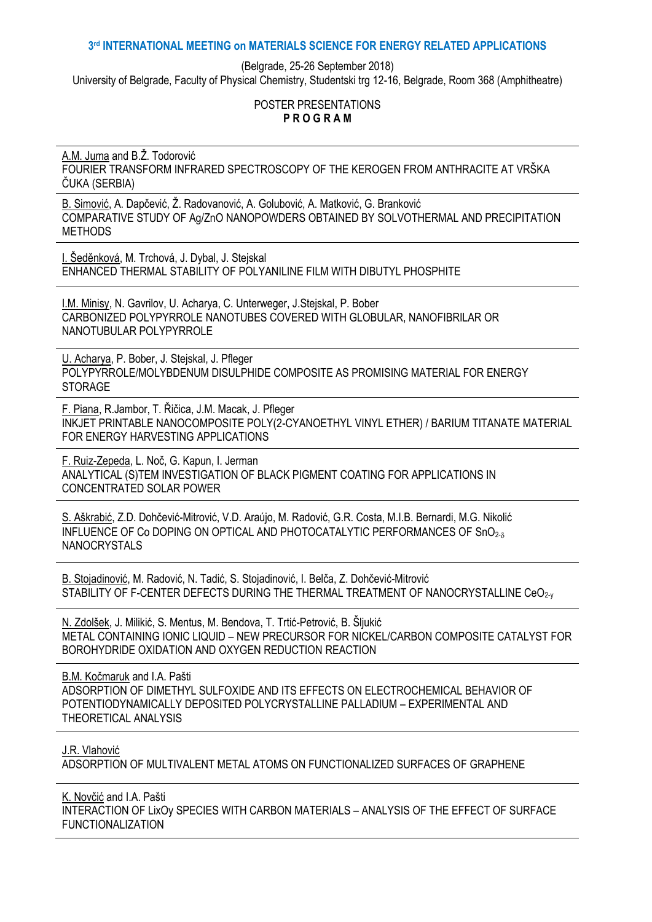**3rd INTERNATIONAL MEETING on MATERIALS SCIENCE FOR ENERGY RELATED APPLICATIONS**

(Belgrade, 25-26 September 2018)

University of Belgrade, Faculty of Physical Chemistry, Studentski trg 12-16, Belgrade, Room 368 (Amphitheatre)

POSTER PRESENTATIONS

**P R O G R A M**

---

A.M. Juma and B.Ž. Todorović
FOURIER TRANSFORM INFRARED SPECTROSCOPY OF THE KEROGEN FROM ANTHRACITE AT VRŠKA ČUKA (SERBIA)

---

B. Simović, A. Dapčević, Ž. Radovanović, A. Golubović, A. Matković, G. Branković
COMPARATIVE STUDY OF Ag/ZnO NANOPOWDERS OBTAINED BY SOLVOTHERMAL AND PRECIPITATION METHODS

---

I. Šeděnková, M. Trchová, J. Dybal, J. Stejskal
ENHANCED THERMAL STABILITY OF POLYANILINE FILM WITH DIBUTYL PHOSPHITE

---

I.M. Minisy, N. Gavrilov, U. Acharya, C. Unterweger, J.Stejskal, P. Bober
CARBONIZED POLYPYRROLE NANOTUBES COVERED WITH GLOBULAR, NANOFIBRILAR OR NANOTUBULAR POLYPYRROLE

---

U. Acharya, P. Bober, J. Stejskal, J. Pfleger
POLYPYRROLE/MOLYBDENUM DISULPHIDE COMPOSITE AS PROMISING MATERIAL FOR ENERGY STORAGE

---

F. Piana, R.Jambor, T. Řičica, J.M. Macak, J. Pfleger
INKJET PRINTABLE NANOCOMPOSITE POLY(2-CYANOETHYL VINYL ETHER) / BARIUM TITANATE MATERIAL FOR ENERGY HARVESTING APPLICATIONS

---

F. Ruiz-Zepeda, L. Noč, G. Kapun, I. Jerman
ANALYTICAL (S)TEM INVESTIGATION OF BLACK PIGMENT COATING FOR APPLICATIONS IN CONCENTRATED SOLAR POWER

---

S. Aškrabić, Z.D. Dohčević-Mitrović, V.D. Araújo, M. Radović, G.R. Costa, M.I.B. Bernardi, M.G. Nikolić
INFLUENCE OF Co DOPING ON OPTICAL AND PHOTOCATALYTIC PERFORMANCES OF $SnO_{2-\delta}$ NANOCRYSTALS

---

B. Stojadinović, M. Radović, N. Tadić, S. Stojadinović, I. Belča, Z. Dohčević-Mitrović
STABILITY OF F-CENTER DEFECTS DURING THE THERMAL TREATMENT OF NANOCRYSTALLINE $CeO_{2-y}$

---

N. Zdolšek, J. Milikić, S. Mentus, M. Bendova, T. Trtić-Petrović, B. Šljukić
METAL CONTAINING IONIC LIQUID – NEW PRECURSOR FOR NICKEL/CARBON COMPOSITE CATALYST FOR BOROHYDRIDE OXIDATION AND OXYGEN REDUCTION REACTION

---

B.M. Kočmaruk and I.A. Pašti
ADSORPTION OF DIMETHYL SULFOXIDE AND ITS EFFECTS ON ELECTROCHEMICAL BEHAVIOR OF POTENTIODYNAMICALLY DEPOSITED POLYCRYSTALLINE PALLADIUM – EXPERIMENTAL AND THEORETICAL ANALYSIS

---

J.R. Vlahović
ADSORPTION OF MULTIVALENT METAL ATOMS ON FUNCTIONALIZED SURFACES OF GRAPHENE

---

K. Novčić and I.A. Pašti
INTERACTION OF $Li_xO_y$ SPECIES WITH CARBON MATERIALS – ANALYSIS OF THE EFFECT OF SURFACE FUNCTIONALIZATION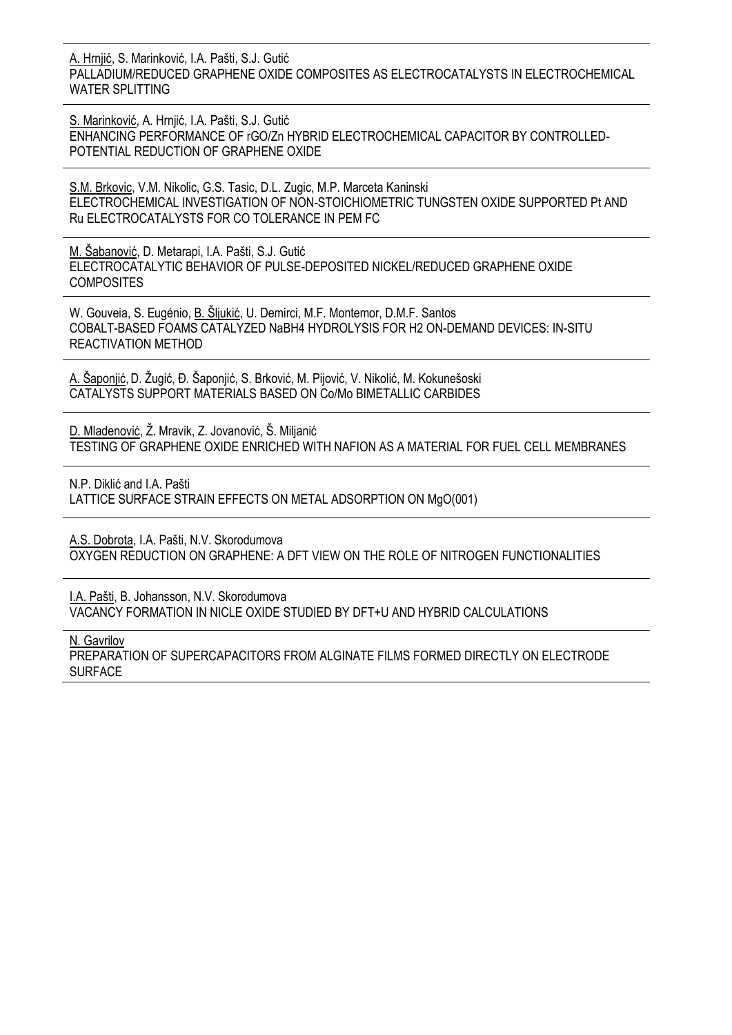A. Hrnjić, S. Marinković, I.A. Pašti, S.J. Gutić
PALLADIUM/REDUCED GRAPHENE OXIDE COMPOSITES AS ELECTROCATALYSTS IN ELECTROCHEMICAL WATER SPLITTING

---

S. Marinković, A. Hrnjić, I.A. Pašti, S.J. Gutić
ENHANCING PERFORMANCE OF rGO/Zn HYBRID ELECTROCHEMICAL CAPACITOR BY CONTROLLED-POTENTIAL REDUCTION OF GRAPHENE OXIDE

---

S.M. Brkovic, V.M. Nikolic, G.S. Tasic, D.L. Zugic, M.P. Marceta Kaninski
ELECTROCHEMICAL INVESTIGATION OF NON-STOICHIOMETRIC TUNGSTEN OXIDE SUPPORTED Pt AND Ru ELECTROCATALYSTS FOR CO TOLERANCE IN PEM FC

---

M. Šabanović, D. Metarapi, I.A. Pašti, S.J. Gutić
ELECTROCATALYTIC BEHAVIOR OF PULSE-DEPOSITED NICKEL/REDUCED GRAPHENE OXIDE COMPOSITES

---

W. Gouveia, S. Eugénio, B. Šljukić, U. Demirci, M.F. Montemor, D.M.F. Santos
COBALT-BASED FOAMS CATALYZED NaBH4 HYDROLYSIS FOR H2 ON-DEMAND DEVICES: IN-SITU REACTIVATION METHOD

---

A. Šaponjić, D. Žugić, Đ. Šaponjić, S. Brković, M. Pijović, V. Nikolić, M. Kokunešoski
CATALYSTS SUPPORT MATERIALS BASED ON Co/Mo BIMETALLIC CARBIDES

---

D. Mladenović, Ž. Mravik, Z. Jovanović, Š. Miljanić
TESTING OF GRAPHENE OXIDE ENRICHED WITH NAFION AS A MATERIAL FOR FUEL CELL MEMBRANES

---

N.P. Diklić and I.A. Pašti
LATTICE SURFACE STRAIN EFFECTS ON METAL ADSORPTION ON MgO(001)

---

A.S. Dobrota, I.A. Pašti, N.V. Skorodumova
OXYGEN REDUCTION ON GRAPHENE: A DFT VIEW ON THE ROLE OF NITROGEN FUNCTIONALITIES

---

I.A. Pašti, B. Johansson, N.V. Skorodumova
VACANCY FORMATION IN NICLE OXIDE STUDIED BY DFT+U AND HYBRID CALCULATIONS

---

N. Gavrilov
PREPARATION OF SUPERCAPACITORS FROM ALGINATE FILMS FORMED DIRECTLY ON ELECTRODE SURFACE